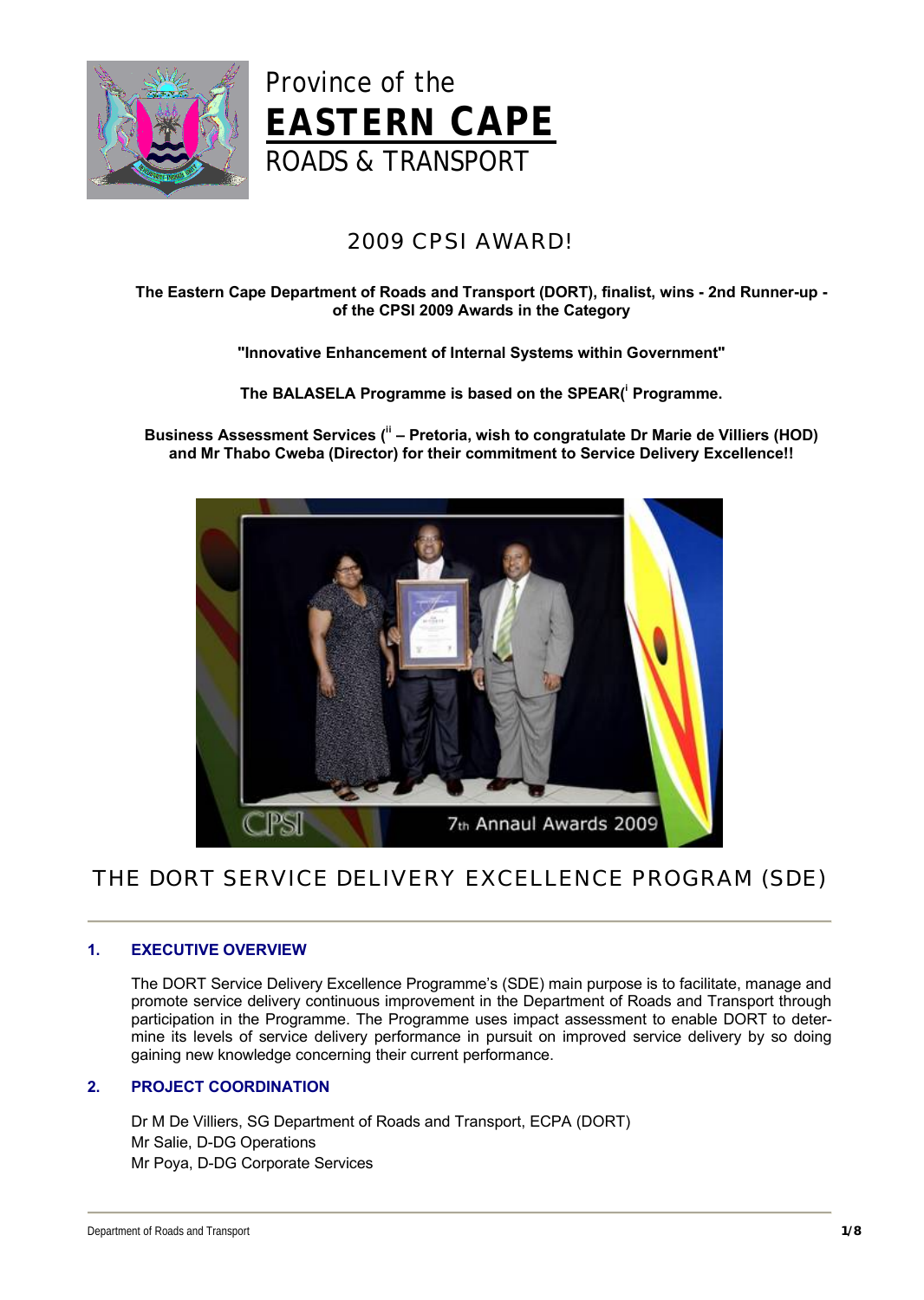Province of the

**EASTERN CAPE**

ROADS & TRANSPORT

# 2009 CPSI AWARD!

**The Eastern Cape Department of Roads and Transport (DORT), finalist, wins - 2nd Runner-up - of the CPSI 2009 Awards in the Category**

**"Innovative Enhancement of Internal Systems within Government"**

**The BALASELA Programme is based on the SPEAR([i] Programme.**

**Business Assessment Services ([ii] – Pretoria, wish to congratulate Dr Marie de Villiers (HOD) and Mr Thabo Cweba (Director) for their commitment to Service Delivery Excellence!!**

# THE DORT SERVICE DELIVERY EXCELLENCE PROGRAM (SDE)

## 1. EXECUTIVE OVERVIEW

The DORT Service Delivery Excellence Programme's (SDE) main purpose is to facilitate, manage and promote service delivery continuous improvement in the Department of Roads and Transport through participation in the Programme. The Programme uses impact assessment to enable DORT to determine its levels of service delivery performance in pursuit on improved service delivery by so doing gaining new knowledge concerning their current performance.

## 2. PROJECT COORDINATION

Dr M De Villiers, SG Department of Roads and Transport, ECPA (DORT)
Mr Salie, D-DG Operations
Mr Poya, D-DG Corporate Services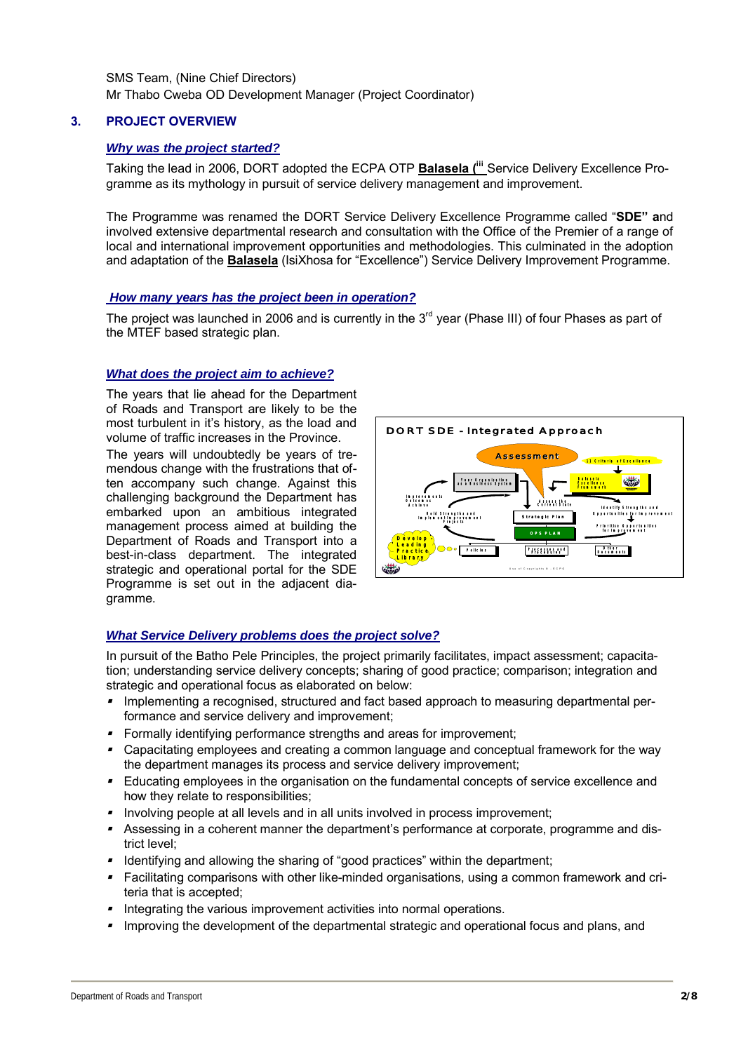SMS Team, (Nine Chief Directors)
Mr Thabo Cweba OD Development Manager (Project Coordinator)

## 3. PROJECT OVERVIEW

### *Why was the project started?*

Taking the lead in 2006, DORT adopted the ECPA OTP **Balasela (**[iii] Service Delivery Excellence Programme as its mythology in pursuit of service delivery management and improvement.

The Programme was renamed the DORT Service Delivery Excellence Programme called "**SDE" a**nd involved extensive departmental research and consultation with the Office of the Premier of a range of local and international improvement opportunities and methodologies. This culminated in the adoption and adaptation of the **Balasela** (IsiXhosa for "Excellence") Service Delivery Improvement Programme.

### *How many years has the project been in operation?*

The project was launched in 2006 and is currently in the 3[rd] year (Phase III) of four Phases as part of the MTEF based strategic plan.

### *What does the project aim to achieve?*

The years that lie ahead for the Department of Roads and Transport are likely to be the most turbulent in it's history, as the load and volume of traffic increases in the Province.

The years will undoubtedly be years of tremendous change with the frustrations that often accompany such change. Against this challenging background the Department has embarked upon an ambitious integrated management process aimed at building the Department of Roads and Transport into a best-in-class department. The integrated strategic and operational portal for the SDE Programme is set out in the adjacent diagramme.

### *What Service Delivery problems does the project solve?*

In pursuit of the Batho Pele Principles, the project primarily facilitates, impact assessment; capacitation; understanding service delivery concepts; sharing of good practice; comparison; integration and strategic and operational focus as elaborated on below:

- Implementing a recognised, structured and fact based approach to measuring departmental performance and service delivery and improvement;
- Formally identifying performance strengths and areas for improvement;
- Capacitating employees and creating a common language and conceptual framework for the way the department manages its process and service delivery improvement;
- Educating employees in the organisation on the fundamental concepts of service excellence and how they relate to responsibilities;
- Involving people at all levels and in all units involved in process improvement;
- Assessing in a coherent manner the department's performance at corporate, programme and district level;
- Identifying and allowing the sharing of "good practices" within the department;
- Facilitating comparisons with other like-minded organisations, using a common framework and criteria that is accepted;
- Integrating the various improvement activities into normal operations.
- Improving the development of the departmental strategic and operational focus and plans, and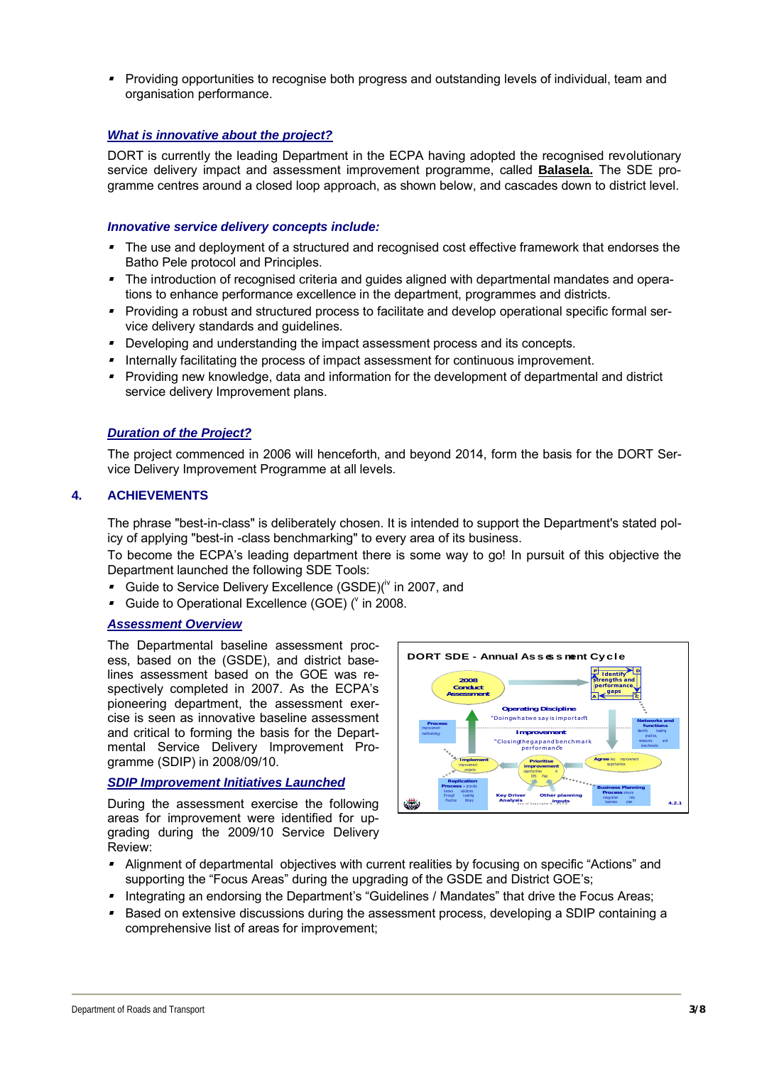- Providing opportunities to recognise both progress and outstanding levels of individual, team and organisation performance.

***What is innovative about the project?***

DORT is currently the leading Department in the ECPA having adopted the recognised revolutionary service delivery impact and assessment improvement programme, called **Balasela.** The SDE programme centres around a closed loop approach, as shown below, and cascades down to district level.

***Innovative service delivery concepts include:***

- The use and deployment of a structured and recognised cost effective framework that endorses the Batho Pele protocol and Principles.
- The introduction of recognised criteria and guides aligned with departmental mandates and operations to enhance performance excellence in the department, programmes and districts.
- Providing a robust and structured process to facilitate and develop operational specific formal service delivery standards and guidelines.
- Developing and understanding the impact assessment process and its concepts.
- Internally facilitating the process of impact assessment for continuous improvement.
- Providing new knowledge, data and information for the development of departmental and district service delivery Improvement plans.

***Duration of the Project?***

The project commenced in 2006 will henceforth, and beyond 2014, form the basis for the DORT Service Delivery Improvement Programme at all levels.

## 4. ACHIEVEMENTS

The phrase "best-in-class" is deliberately chosen. It is intended to support the Department's stated policy of applying "best-in -class benchmarking" to every area of its business.

To become the ECPA's leading department there is some way to go! In pursuit of this objective the Department launched the following SDE Tools:

- Guide to Service Delivery Excellence (GSDE)([iv] in 2007, and
- Guide to Operational Excellence (GOE) ([v] in 2008.

***Assessment Overview***

The Departmental baseline assessment process, based on the (GSDE), and district baselines assessment based on the GOE was respectively completed in 2007. As the ECPA's pioneering department, the assessment exercise is seen as innovative baseline assessment and critical to forming the basis for the Departmental Service Delivery Improvement Programme (SDIP) in 2008/09/10.

DORT SDE - Annual Assessment Cycle

***SDIP Improvement Initiatives Launched***

During the assessment exercise the following areas for improvement were identified for upgrading during the 2009/10 Service Delivery Review:

- Alignment of departmental objectives with current realities by focusing on specific "Actions" and supporting the "Focus Areas" during the upgrading of the GSDE and District GOE's;
- Integrating an endorsing the Department's "Guidelines / Mandates" that drive the Focus Areas;
- Based on extensive discussions during the assessment process, developing a SDIP containing a comprehensive list of areas for improvement;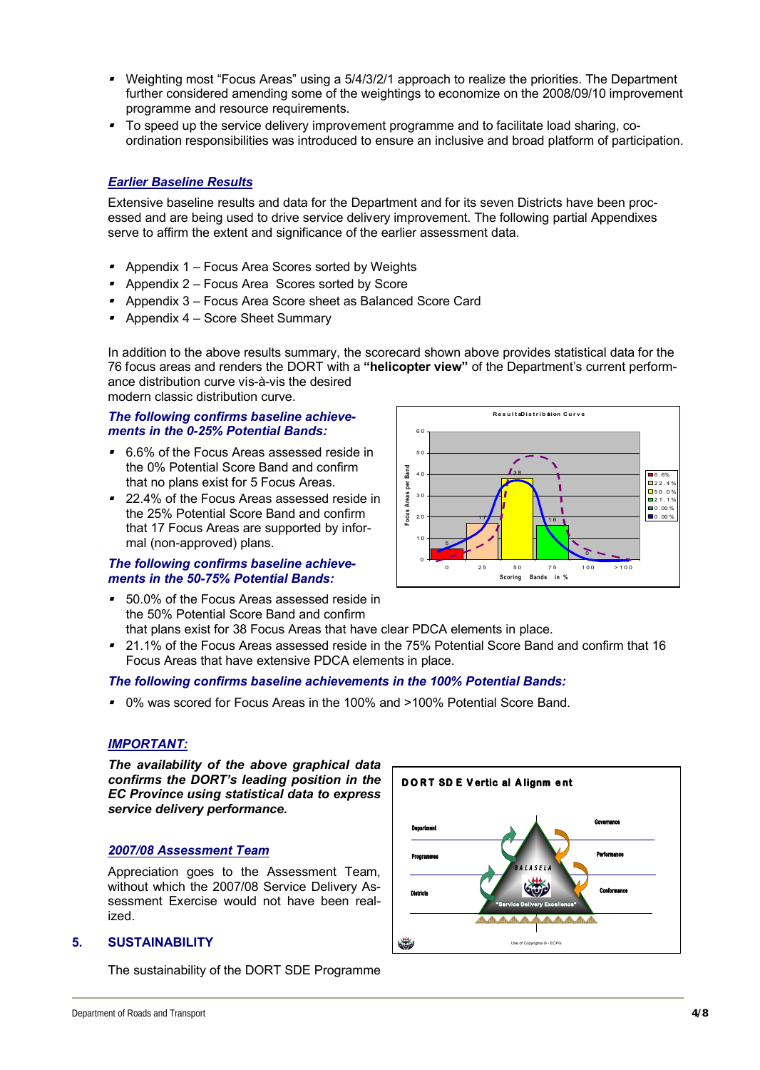- Weighting most "Focus Areas" using a 5/4/3/2/1 approach to realize the priorities. The Department further considered amending some of the weightings to economize on the 2008/09/10 improvement programme and resource requirements.
- To speed up the service delivery improvement programme and to facilitate load sharing, co-ordination responsibilities was introduced to ensure an inclusive and broad platform of participation.

***Earlier Baseline Results***

Extensive baseline results and data for the Department and for its seven Districts have been processed and are being used to drive service delivery improvement. The following partial Appendixes serve to affirm the extent and significance of the earlier assessment data.

- Appendix 1 – Focus Area Scores sorted by Weights
- Appendix 2 – Focus Area Scores sorted by Score
- Appendix 3 – Focus Area Score sheet as Balanced Score Card
- Appendix 4 – Score Sheet Summary

In addition to the above results summary, the scorecard shown above provides statistical data for the 76 focus areas and renders the DORT with a **"helicopter view"** of the Department's current performance distribution curve vis-à-vis the desired modern classic distribution curve.

***The following confirms baseline achievements in the 0-25% Potential Bands:***

- 6.6% of the Focus Areas assessed reside in the 0% Potential Score Band and confirm that no plans exist for 5 Focus Areas.
- 22.4% of the Focus Areas assessed reside in the 25% Potential Score Band and confirm that 17 Focus Areas are supported by informal (non-approved) plans.

***The following confirms baseline achievements in the 50-75% Potential Bands:***

- 50.0% of the Focus Areas assessed reside in the 50% Potential Score Band and confirm that plans exist for 38 Focus Areas that have clear PDCA elements in place.
- 21.1% of the Focus Areas assessed reside in the 75% Potential Score Band and confirm that 16 Focus Areas that have extensive PDCA elements in place.

***The following confirms baseline achievements in the 100% Potential Bands:***

- 0% was scored for Focus Areas in the 100% and >100% Potential Score Band.

***IMPORTANT:***

***The availability of the above graphical data confirms the DORT's leading position in the EC Province using statistical data to express service delivery performance.***

***2007/08 Assessment Team***

Appreciation goes to the Assessment Team, without which the 2007/08 Service Delivery Assessment Exercise would not have been realized.

## 5. SUSTAINABILITY

The sustainability of the DORT SDE Programme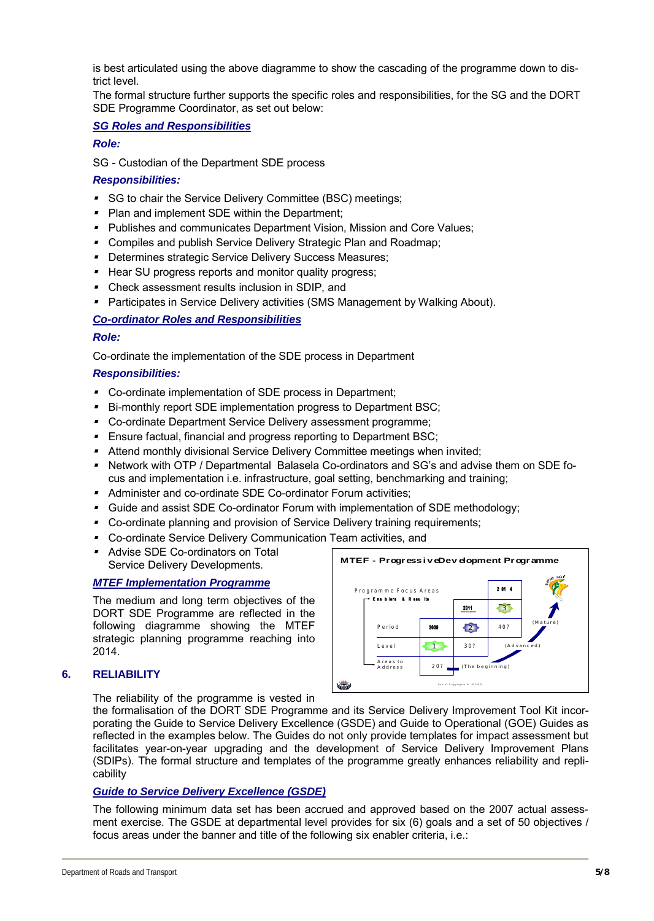is best articulated using the above diagramme to show the cascading of the programme down to district level.

The formal structure further supports the specific roles and responsibilities, for the SG and the DORT SDE Programme Coordinator, as set out below:

***SG Roles and Responsibilities***

***Role:***

SG - Custodian of the Department SDE process

***Responsibilities:***

- SG to chair the Service Delivery Committee (BSC) meetings;
- Plan and implement SDE within the Department;
- Publishes and communicates Department Vision, Mission and Core Values;
- Compiles and publish Service Delivery Strategic Plan and Roadmap;
- Determines strategic Service Delivery Success Measures;
- Hear SU progress reports and monitor quality progress;
- Check assessment results inclusion in SDIP, and
- Participates in Service Delivery activities (SMS Management by Walking About).

***Co-ordinator Roles and Responsibilities***

***Role:***

Co-ordinate the implementation of the SDE process in Department

***Responsibilities:***

- Co-ordinate implementation of SDE process in Department;
- Bi-monthly report SDE implementation progress to Department BSC;
- Co-ordinate Department Service Delivery assessment programme;
- Ensure factual, financial and progress reporting to Department BSC;
- Attend monthly divisional Service Delivery Committee meetings when invited;
- Network with OTP / Departmental Balasela Co-ordinators and SG's and advise them on SDE focus and implementation i.e. infrastructure, goal setting, benchmarking and training;
- Administer and co-ordinate SDE Co-ordinator Forum activities;
- Guide and assist SDE Co-ordinator Forum with implementation of SDE methodology;
- Co-ordinate planning and provision of Service Delivery training requirements;
- Co-ordinate Service Delivery Communication Team activities, and
- Advise SDE Co-ordinators on Total Service Delivery Developments.

***MTEF Implementation Programme***

The medium and long term objectives of the DORT SDE Programme are reflected in the following diagramme showing the MTEF strategic planning programme reaching into 2014.

**MTEF - Progressive Development Programme**

| Programme Focus Areas → Enablers & Results | | | |
|---|---|---|---|
| | | | 2014 |
| | | 2011 | 3 |
| Period | 2008 | 2 | 40? (Mature) |
| Level | 1 | 30? | (Advanced) |
| Areas to Address | 20? | (The beginning) | |

## 6. RELIABILITY

The reliability of the programme is vested in the formalisation of the DORT SDE Programme and its Service Delivery Improvement Tool Kit incorporating the Guide to Service Delivery Excellence (GSDE) and Guide to Operational (GOE) Guides as reflected in the examples below. The Guides do not only provide templates for impact assessment but facilitates year-on-year upgrading and the development of Service Delivery Improvement Plans (SDIPs). The formal structure and templates of the programme greatly enhances reliability and replicability

***Guide to Service Delivery Excellence (GSDE)***

The following minimum data set has been accrued and approved based on the 2007 actual assessment exercise. The GSDE at departmental level provides for six (6) goals and a set of 50 objectives / focus areas under the banner and title of the following six enabler criteria, i.e.: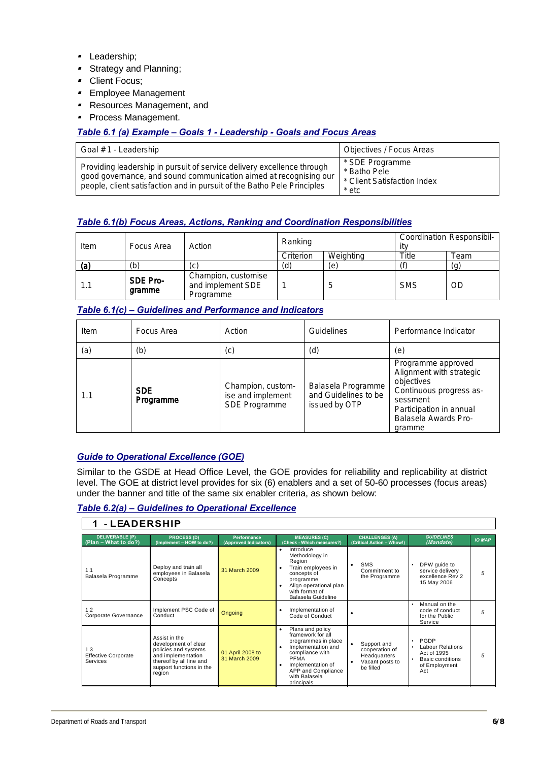- Leadership;
- Strategy and Planning;
- Client Focus;
- Employee Management
- Resources Management, and
- Process Management.

***Table 6.1 (a) Example – Goals 1 - Leadership - Goals and Focus Areas***

| Goal #1 - Leadership | Objectives / Focus Areas |
|---|---|
| Providing leadership in pursuit of service delivery excellence through good governance, and sound communication aimed at recognising our people, client satisfaction and in pursuit of the Batho Pele Principles | * SDE Programme<br>* Batho Pele<br>* Client Satisfaction Index<br>* etc |

***Table 6.1(b) Focus Areas, Actions, Ranking and Coordination Responsibilities***

| Item | Focus Area | Action | Ranking | | Coordination Responsibility | |
|---|---|---|---|---|---|---|
| | | | Criterion | Weighting | Title | Team |
| **(a)** | (b) | (c) | (d) | (e) | (f) | (g) |
| 1.1 | **SDE Programme** | Champion, customise and implement SDE Programme | 1 | 5 | SMS | OD |

***Table 6.1(c) – Guidelines and Performance and Indicators***

| Item | Focus Area | Action | Guidelines | Performance Indicator |
|---|---|---|---|---|
| (a) | (b) | (c) | (d) | (e) |
| 1.1 | **SDE Programme** | Champion, customise and implement SDE Programme | Balasela Programme and Guidelines to be issued by OTP | Programme approved<br>Alignment with strategic objectives<br>Continuous progress assessment<br>Participation in annual Balasela Awards Programme |

***Guide to Operational Excellence (GOE)***

Similar to the GSDE at Head Office Level, the GOE provides for reliability and replicability at district level. The GOE at district level provides for six (6) enablers and a set of 50-60 processes (focus areas) under the banner and title of the same six enabler criteria, as shown below:

***Table 6.2(a) – Guidelines to Operational Excellence***

**1 - LEADERSHIP**

| DELIVERABLE (P) (Plan – What to do?) | PROCESS (D) (Implement – HOW to do?) | Performance (Approved Indicators) | MEASURES (C) (Check - Which measures?) | CHALLENGES (A) (Critical Action – Whow!) | *GUIDELINES (Mandate)* | *IO MAP* |
|---|---|---|---|---|---|---|
| 1.1<br>Balasela Programme | Deploy and train all employees in Balasela Concepts | 31 March 2009 | • Introduce Methodology in Region<br>• Train employees in concepts of programme<br>• Align operational plan with format of Balasela Guideline | • SMS Commitment to the Programme | • DPW guide to service delivery excellence Rev 2 15 May 2006 | 5 |
| 1.2<br>Corporate Governance | Implement PSC Code of Conduct | Ongoing | • Implementation of Code of Conduct | • | • Manual on the code of conduct for the Public Service | 5 |
| 1.3<br>Effective Corporate Services | Assist in the development of clear policies and systems and implementation thereof by all line and support functions in the region | 01 April 2008 to 31 March 2009 | • Plans and policy framework for all programmes in place<br>• Implementation and compliance with PFMA<br>• Implementation of APP and Compliance with Balasela principals | • Support and cooperation of Headquarters<br>• Vacant posts to be filled | • PGDP<br>• Labour Relations Act of 1995<br>• Basic conditions of Employment Act | 5 |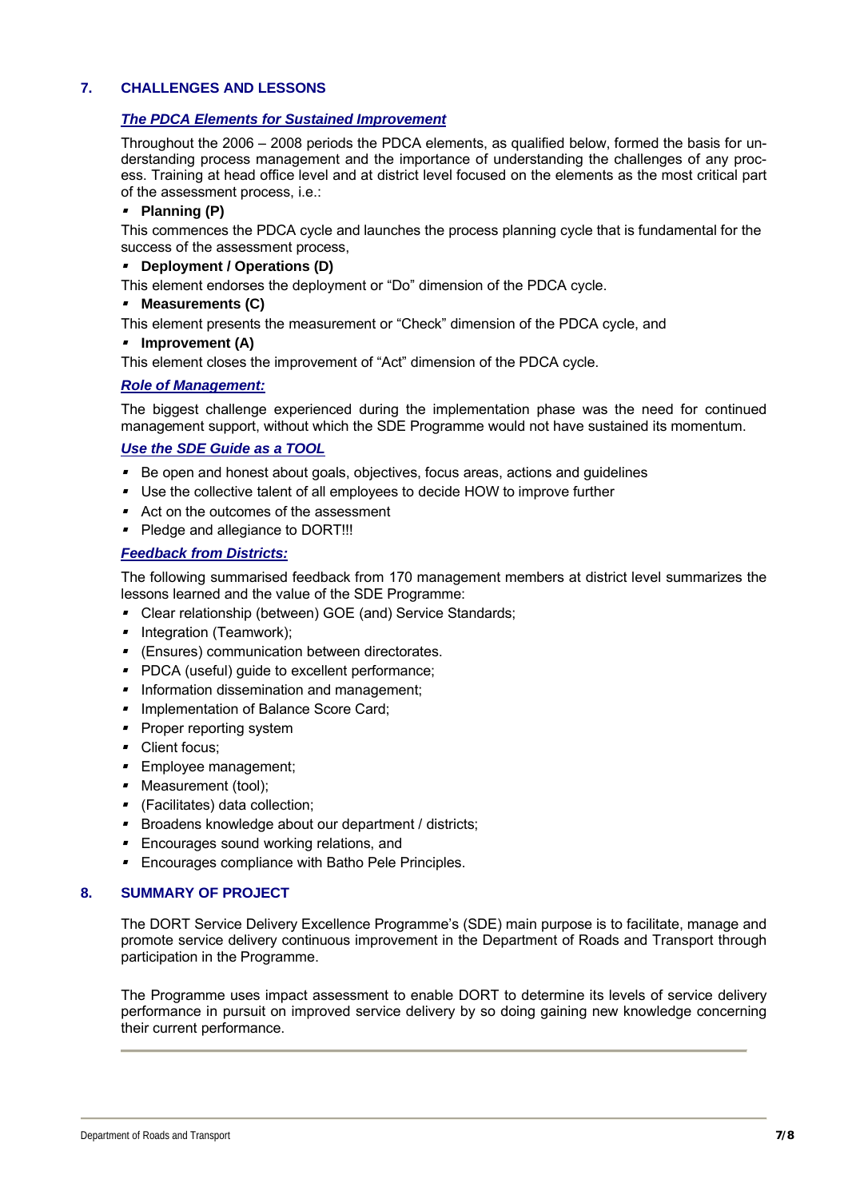## 7. CHALLENGES AND LESSONS

***The PDCA Elements for Sustained Improvement***

Throughout the 2006 – 2008 periods the PDCA elements, as qualified below, formed the basis for understanding process management and the importance of understanding the challenges of any process. Training at head office level and at district level focused on the elements as the most critical part of the assessment process, i.e.:

- **Planning (P)**

This commences the PDCA cycle and launches the process planning cycle that is fundamental for the success of the assessment process,

- **Deployment / Operations (D)**

This element endorses the deployment or "Do" dimension of the PDCA cycle.

- **Measurements (C)**

This element presents the measurement or "Check" dimension of the PDCA cycle, and

- **Improvement (A)**

This element closes the improvement of "Act" dimension of the PDCA cycle.

***Role of Management:***

The biggest challenge experienced during the implementation phase was the need for continued management support, without which the SDE Programme would not have sustained its momentum.

***Use the SDE Guide as a TOOL***

- Be open and honest about goals, objectives, focus areas, actions and guidelines
- Use the collective talent of all employees to decide HOW to improve further
- Act on the outcomes of the assessment
- Pledge and allegiance to DORT!!!

***Feedback from Districts:***

The following summarised feedback from 170 management members at district level summarizes the lessons learned and the value of the SDE Programme:

- Clear relationship (between) GOE (and) Service Standards;
- Integration (Teamwork);
- (Ensures) communication between directorates.
- PDCA (useful) guide to excellent performance;
- Information dissemination and management;
- Implementation of Balance Score Card;
- Proper reporting system
- Client focus;
- Employee management;
- Measurement (tool);
- (Facilitates) data collection;
- Broadens knowledge about our department / districts;
- Encourages sound working relations, and
- Encourages compliance with Batho Pele Principles.

## 8. SUMMARY OF PROJECT

The DORT Service Delivery Excellence Programme's (SDE) main purpose is to facilitate, manage and promote service delivery continuous improvement in the Department of Roads and Transport through participation in the Programme.

The Programme uses impact assessment to enable DORT to determine its levels of service delivery performance in pursuit on improved service delivery by so doing gaining new knowledge concerning their current performance.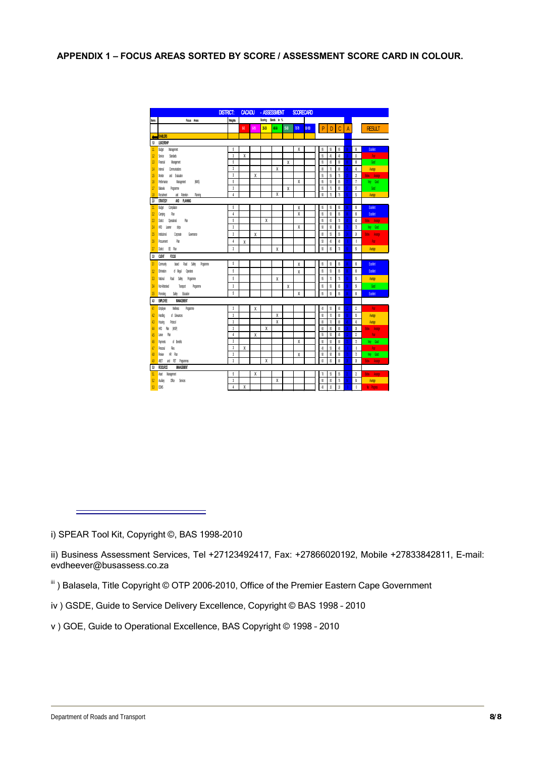**APPENDIX 1 – FOCUS AREAS SORTED BY SCORE / ASSESSMENT SCORE CARD IN COLOUR.**

| Items | DISTRICT: CACADU - ASSESSMENT SCORECARD Focus Areas | Weights | Scoring Bands in % 0-9 | 10-19 | 20-39 | 40-49 | 50-69 | 70-79 | 80-100 | P | D | C | A | | RESULT |
|---|---|---|---|---|---|---|---|---|---|---|---|---|---|---|---|
| | ENABLERS | | | | | | | | | | | | | | |
| 1.0 | LEADERSHIP | | | | | | | | | | | | | | |
| 1.1 | Budget Management | 6 | | | | | | X | | | | | | | Excellent |
| 1.2 | Service Standards | 2 | X | | | | | | | | | | | | Poor |
| 1.3 | Financial Management | 4 | | | | | X | | | | | | | | Good |
| 1.4 | Internal Communications | 3 | | | | X | | | | | | | | | Average |
| 1.5 | Monitor and Evaluation | 3 | | X | | | | | | | | | | | Below Average |
| 1.6 | Performance Management (MMS) | 6 | | | | | | X | | | | | | | Very Good |
| 1.7 | Balasela Programme | 3 | | | | | X | | | | | | | | Good |
| 1.8 | Recruitment and Retention Planning | 4 | | | | X | | | | | | | | | Average |
| 2.0 | STRATEGY AND PLANNING | | | | | | | | | | | | | | |
| 2.1 | Budget Compilation | 6 | | | | | | X | | | | | | | Excellent |
| 2.2 | Company Plan | 4 | | | | | | X | | | | | | | Excellent |
| 2.3 | District Operational Plan | 6 | | | X | | | | | | | | | | Below Average |
| 2.4 | HOD Leadership | 3 | | | | | | X | | | | | | | Very Good |
| 2.5 | Institutional Corporate Governance | 3 | | X | | | | | | | | | | | Below Average |
| 2.6 | Procurement Plan | 4 | X | | | | | | | | | | | | Poor |
| 2.7 | District EE Plan | 3 | | | | X | | | | | | | | | Average |
| 3.0 | CLIENT FOCUS | | | | | | | | | | | | | | |
| 3.1 | Community based Road Safety Programme | 6 | | | | | | X | | | | | | | Excellent |
| 3.2 | Elimination of Illegal Operators | 6 | | | | | | X | | | | | | | Excellent |
| 3.3 | National Road Safety Programme | 6 | | | | X | | | | | | | | | Average |
| 3.4 | Non-Motorised Transport Programme | 3 | | | | | X | | | | | | | | Good |
| 3.5 | Promoting Safety Education | 6 | | | | | | X | | | | | | | Excellent |
| 4.0 | EMPLOYEE MANAGEMENT | | | | | | | | | | | | | | |
| 4.1 | Employee Wellness Programme | 3 | | X | | | | | | | | | | | Poor |
| 4.2 | Handling of Grievances | 3 | | | | X | | | | | | | | | Average |
| 4.3 | Housing Protocol | 3 | | | | X | | | | | | | | | Average |
| 4.4 | HRD Plan (WSP) | 3 | | | X | | | | | | | | | | Below Average |
| 4.5 | Leave Plan | 4 | | X | | | | | | | | | | | Poor |
| 4.6 | Payments of Benefits | 3 | | | | | | X | | | | | | | Very Good |
| 4.7 | Personal Files | 3 | X | | | | | | | | | | | | Poor |
| 4.8 | Review HR Plan | 3 | | | | | | X | | | | | | | Very Good |
| 4.9 | ABET and FET Programmes | 3 | | | X | | | | | | | | | | Below Average |
| 5.0 | RESOURCE MANAGEMENT | | | | | | | | | | | | | | |
| 5.1 | Asset Management | 6 | | X | | | | | | | | | | | Below Average |
| 5.2 | Auxiliary Office Services | 3 | | | | X | | | | | | | | | Average |
| 5.3 | EDMS | 4 | X | | | | | | | | | | | | No Progress |

---

i) SPEAR Tool Kit, Copyright ©, BAS 1998-2010

ii) Business Assessment Services, Tel +27123492417, Fax: +27866020192, Mobile +27833842811, E-mail: evdheever@busassess.co.za

iii ) Balasela, Title Copyright © OTP 2006-2010, Office of the Premier Eastern Cape Government

iv ) GSDE, Guide to Service Delivery Excellence, Copyright © BAS 1998 – 2010

v ) GOE, Guide to Operational Excellence, BAS Copyright © 1998 – 2010